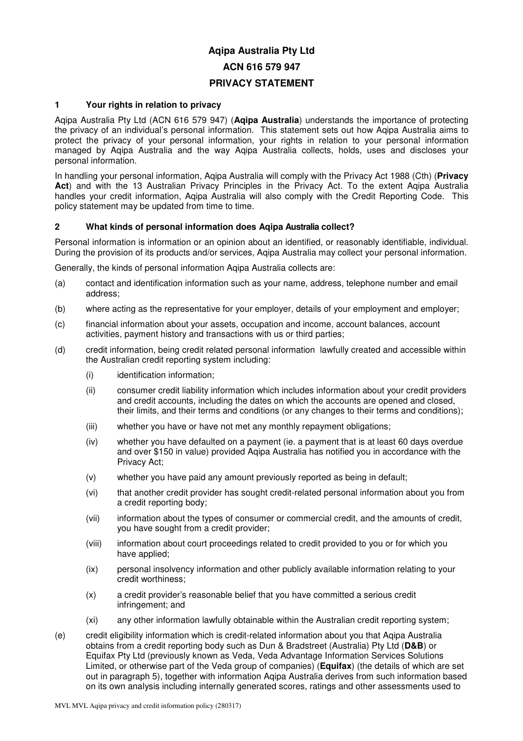# Aqipa Australia Pty Ltd

# ACN 616 579 947

# PRIVACY STATEMENT

## 1 Your rights in relation to privacy

Aqipa Australia Pty Ltd (ACN 616 579 947) (**Aqipa Australia**) understands the importance of protecting the privacy of an individual's personal information. This statement sets out how Aqipa Australia aims to protect the privacy of your personal information, your rights in relation to your personal information managed by Aqipa Australia and the way Aqipa Australia collects, holds, uses and discloses your personal information.

In handling your personal information, Aqipa Australia will comply with the Privacy Act 1988 (Cth) (**Privacy Act**) and with the 13 Australian Privacy Principles in the Privacy Act. To the extent Aqipa Australia handles your credit information, Aqipa Australia will also comply with the Credit Reporting Code. This policy statement may be updated from time to time.

## 2 What kinds of personal information does Aqipa Australia collect?

Personal information is information or an opinion about an identified, or reasonably identifiable, individual. During the provision of its products and/or services, Aqipa Australia may collect your personal information.

Generally, the kinds of personal information Aqipa Australia collects are:

(a) contact and identification information such as your name, address, telephone number and email address;

(b) where acting as the representative for your employer, details of your employment and employer;

(c) financial information about your assets, occupation and income, account balances, account activities, payment history and transactions with us or third parties;

(d) credit information, being credit related personal information lawfully created and accessible within the Australian credit reporting system including:

  (i) identification information;

  (ii) consumer credit liability information which includes information about your credit providers and credit accounts, including the dates on which the accounts are opened and closed, their limits, and their terms and conditions (or any changes to their terms and conditions);

  (iii) whether you have or have not met any monthly repayment obligations;

  (iv) whether you have defaulted on a payment (ie. a payment that is at least 60 days overdue and over $150 in value) provided Aqipa Australia has notified you in accordance with the Privacy Act;

  (v) whether you have paid any amount previously reported as being in default;

  (vi) that another credit provider has sought credit-related personal information about you from a credit reporting body;

  (vii) information about the types of consumer or commercial credit, and the amounts of credit, you have sought from a credit provider;

  (viii) information about court proceedings related to credit provided to you or for which you have applied;

  (ix) personal insolvency information and other publicly available information relating to your credit worthiness;

  (x) a credit provider's reasonable belief that you have committed a serious credit infringement; and

  (xi) any other information lawfully obtainable within the Australian credit reporting system;

(e) credit eligibility information which is credit-related information about you that Aqipa Australia obtains from a credit reporting body such as Dun & Bradstreet (Australia) Pty Ltd (**D&B**) or Equifax Pty Ltd (previously known as Veda, Veda Advantage Information Services Solutions Limited, or otherwise part of the Veda group of companies) (**Equifax**) (the details of which are set out in paragraph 5), together with information Aqipa Australia derives from such information based on its own analysis including internally generated scores, ratings and other assessments used to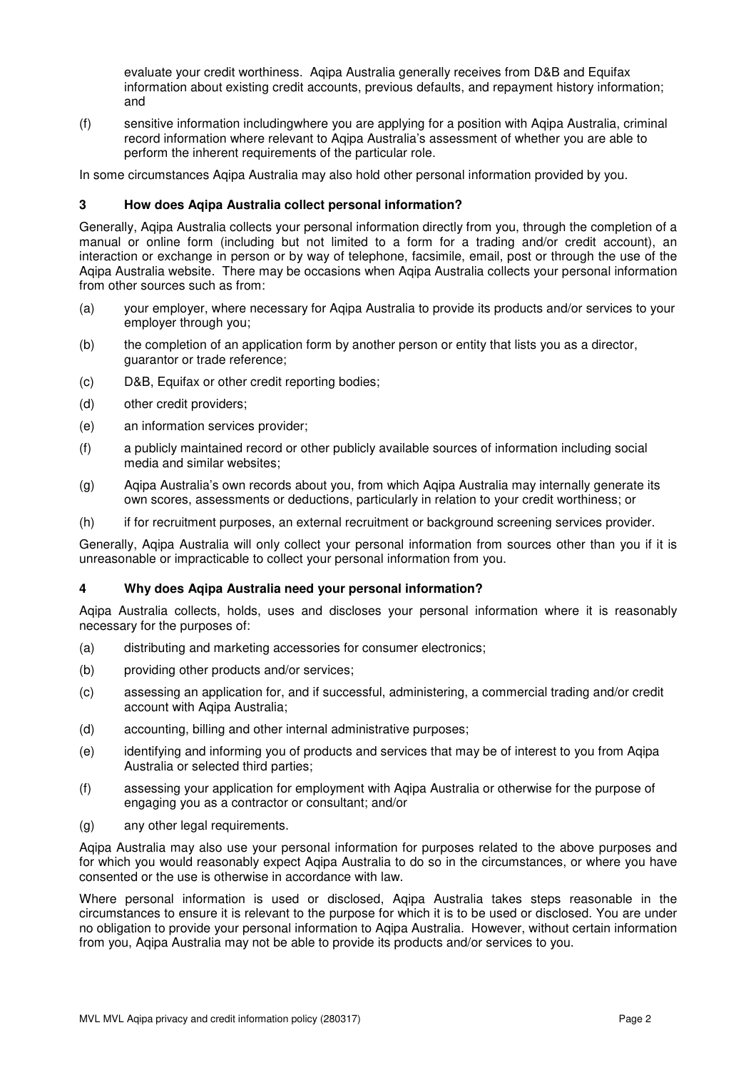evaluate your credit worthiness. Aqipa Australia generally receives from D&B and Equifax information about existing credit accounts, previous defaults, and repayment history information; and

(f) sensitive information includingwhere you are applying for a position with Aqipa Australia, criminal record information where relevant to Aqipa Australia's assessment of whether you are able to perform the inherent requirements of the particular role.

In some circumstances Aqipa Australia may also hold other personal information provided by you.

## 3 How does Aqipa Australia collect personal information?

Generally, Aqipa Australia collects your personal information directly from you, through the completion of a manual or online form (including but not limited to a form for a trading and/or credit account), an interaction or exchange in person or by way of telephone, facsimile, email, post or through the use of the Aqipa Australia website. There may be occasions when Aqipa Australia collects your personal information from other sources such as from:

(a) your employer, where necessary for Aqipa Australia to provide its products and/or services to your employer through you;

(b) the completion of an application form by another person or entity that lists you as a director, guarantor or trade reference;

(c) D&B, Equifax or other credit reporting bodies;

(d) other credit providers;

(e) an information services provider;

(f) a publicly maintained record or other publicly available sources of information including social media and similar websites;

(g) Aqipa Australia's own records about you, from which Aqipa Australia may internally generate its own scores, assessments or deductions, particularly in relation to your credit worthiness; or

(h) if for recruitment purposes, an external recruitment or background screening services provider.

Generally, Aqipa Australia will only collect your personal information from sources other than you if it is unreasonable or impracticable to collect your personal information from you.

## 4 Why does Aqipa Australia need your personal information?

Aqipa Australia collects, holds, uses and discloses your personal information where it is reasonably necessary for the purposes of:

(a) distributing and marketing accessories for consumer electronics;

(b) providing other products and/or services;

(c) assessing an application for, and if successful, administering, a commercial trading and/or credit account with Aqipa Australia;

(d) accounting, billing and other internal administrative purposes;

(e) identifying and informing you of products and services that may be of interest to you from Aqipa Australia or selected third parties;

(f) assessing your application for employment with Aqipa Australia or otherwise for the purpose of engaging you as a contractor or consultant; and/or

(g) any other legal requirements.

Aqipa Australia may also use your personal information for purposes related to the above purposes and for which you would reasonably expect Aqipa Australia to do so in the circumstances, or where you have consented or the use is otherwise in accordance with law.

Where personal information is used or disclosed, Aqipa Australia takes steps reasonable in the circumstances to ensure it is relevant to the purpose for which it is to be used or disclosed. You are under no obligation to provide your personal information to Aqipa Australia. However, without certain information from you, Aqipa Australia may not be able to provide its products and/or services to you.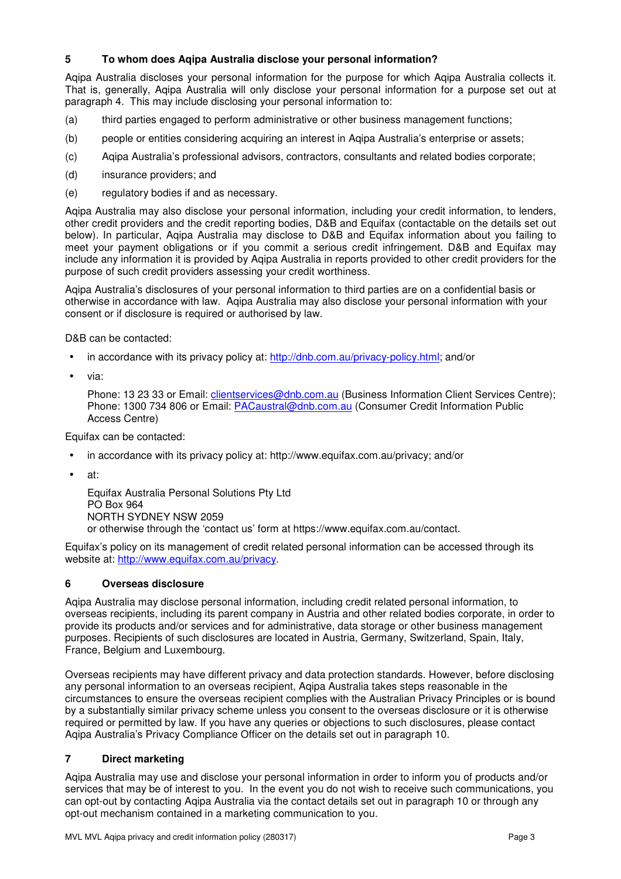## 5 To whom does Aqipa Australia disclose your personal information?

Aqipa Australia discloses your personal information for the purpose for which Aqipa Australia collects it. That is, generally, Aqipa Australia will only disclose your personal information for a purpose set out at paragraph 4. This may include disclosing your personal information to:

(a) third parties engaged to perform administrative or other business management functions;

(b) people or entities considering acquiring an interest in Aqipa Australia's enterprise or assets;

(c) Aqipa Australia's professional advisors, contractors, consultants and related bodies corporate;

(d) insurance providers; and

(e) regulatory bodies if and as necessary.

Aqipa Australia may also disclose your personal information, including your credit information, to lenders, other credit providers and the credit reporting bodies, D&B and Equifax (contactable on the details set out below). In particular, Aqipa Australia may disclose to D&B and Equifax information about you failing to meet your payment obligations or if you commit a serious credit infringement. D&B and Equifax may include any information it is provided by Aqipa Australia in reports provided to other credit providers for the purpose of such credit providers assessing your credit worthiness.

Aqipa Australia's disclosures of your personal information to third parties are on a confidential basis or otherwise in accordance with law. Aqipa Australia may also disclose your personal information with your consent or if disclosure is required or authorised by law.

D&B can be contacted:

- in accordance with its privacy policy at: http://dnb.com.au/privacy-policy.html; and/or
- via:

  Phone: 13 23 33 or Email: clientservices@dnb.com.au (Business Information Client Services Centre);
  Phone: 1300 734 806 or Email: PACaustral@dnb.com.au (Consumer Credit Information Public Access Centre)

Equifax can be contacted:

- in accordance with its privacy policy at: http://www.equifax.com.au/privacy; and/or
- at:

  Equifax Australia Personal Solutions Pty Ltd
  PO Box 964
  NORTH SYDNEY NSW 2059
  or otherwise through the 'contact us' form at https://www.equifax.com.au/contact.

Equifax's policy on its management of credit related personal information can be accessed through its website at: http://www.equifax.com.au/privacy.

## 6 Overseas disclosure

Aqipa Australia may disclose personal information, including credit related personal information, to overseas recipients, including its parent company in Austria and other related bodies corporate, in order to provide its products and/or services and for administrative, data storage or other business management purposes. Recipients of such disclosures are located in Austria, Germany, Switzerland, Spain, Italy, France, Belgium and Luxembourg.

Overseas recipients may have different privacy and data protection standards. However, before disclosing any personal information to an overseas recipient, Aqipa Australia takes steps reasonable in the circumstances to ensure the overseas recipient complies with the Australian Privacy Principles or is bound by a substantially similar privacy scheme unless you consent to the overseas disclosure or it is otherwise required or permitted by law. If you have any queries or objections to such disclosures, please contact Aqipa Australia's Privacy Compliance Officer on the details set out in paragraph 10.

## 7 Direct marketing

Aqipa Australia may use and disclose your personal information in order to inform you of products and/or services that may be of interest to you. In the event you do not wish to receive such communications, you can opt-out by contacting Aqipa Australia via the contact details set out in paragraph 10 or through any opt-out mechanism contained in a marketing communication to you.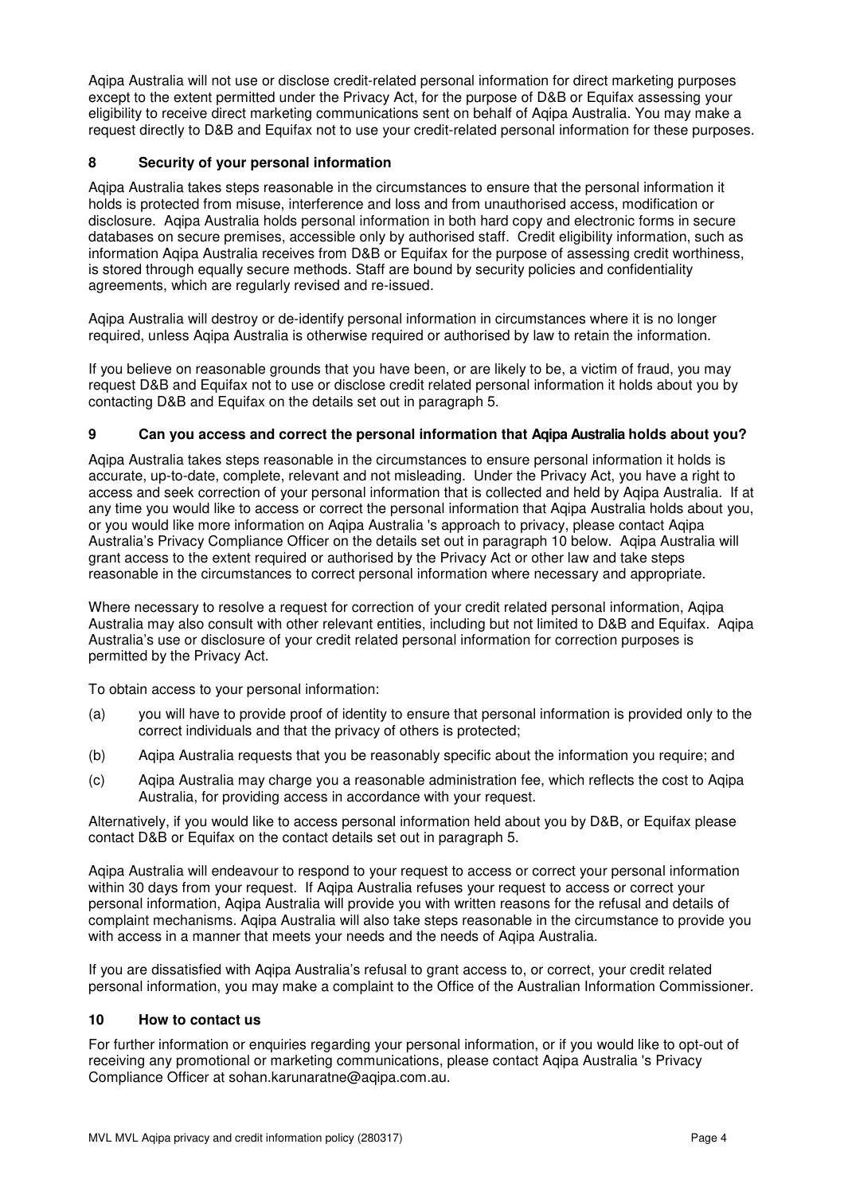Aqipa Australia will not use or disclose credit-related personal information for direct marketing purposes except to the extent permitted under the Privacy Act, for the purpose of D&B or Equifax assessing your eligibility to receive direct marketing communications sent on behalf of Aqipa Australia. You may make a request directly to D&B and Equifax not to use your credit-related personal information for these purposes.

## 8 Security of your personal information

Aqipa Australia takes steps reasonable in the circumstances to ensure that the personal information it holds is protected from misuse, interference and loss and from unauthorised access, modification or disclosure. Aqipa Australia holds personal information in both hard copy and electronic forms in secure databases on secure premises, accessible only by authorised staff. Credit eligibility information, such as information Aqipa Australia receives from D&B or Equifax for the purpose of assessing credit worthiness, is stored through equally secure methods. Staff are bound by security policies and confidentiality agreements, which are regularly revised and re-issued.

Aqipa Australia will destroy or de-identify personal information in circumstances where it is no longer required, unless Aqipa Australia is otherwise required or authorised by law to retain the information.

If you believe on reasonable grounds that you have been, or are likely to be, a victim of fraud, you may request D&B and Equifax not to use or disclose credit related personal information it holds about you by contacting D&B and Equifax on the details set out in paragraph 5.

## 9 Can you access and correct the personal information that Aqipa Australia holds about you?

Aqipa Australia takes steps reasonable in the circumstances to ensure personal information it holds is accurate, up-to-date, complete, relevant and not misleading. Under the Privacy Act, you have a right to access and seek correction of your personal information that is collected and held by Aqipa Australia. If at any time you would like to access or correct the personal information that Aqipa Australia holds about you, or you would like more information on Aqipa Australia 's approach to privacy, please contact Aqipa Australia's Privacy Compliance Officer on the details set out in paragraph 10 below. Aqipa Australia will grant access to the extent required or authorised by the Privacy Act or other law and take steps reasonable in the circumstances to correct personal information where necessary and appropriate.

Where necessary to resolve a request for correction of your credit related personal information, Aqipa Australia may also consult with other relevant entities, including but not limited to D&B and Equifax. Aqipa Australia's use or disclosure of your credit related personal information for correction purposes is permitted by the Privacy Act.

To obtain access to your personal information:

(a) you will have to provide proof of identity to ensure that personal information is provided only to the correct individuals and that the privacy of others is protected;

(b) Aqipa Australia requests that you be reasonably specific about the information you require; and

(c) Aqipa Australia may charge you a reasonable administration fee, which reflects the cost to Aqipa Australia, for providing access in accordance with your request.

Alternatively, if you would like to access personal information held about you by D&B, or Equifax please contact D&B or Equifax on the contact details set out in paragraph 5.

Aqipa Australia will endeavour to respond to your request to access or correct your personal information within 30 days from your request. If Aqipa Australia refuses your request to access or correct your personal information, Aqipa Australia will provide you with written reasons for the refusal and details of complaint mechanisms. Aqipa Australia will also take steps reasonable in the circumstance to provide you with access in a manner that meets your needs and the needs of Aqipa Australia.

If you are dissatisfied with Aqipa Australia's refusal to grant access to, or correct, your credit related personal information, you may make a complaint to the Office of the Australian Information Commissioner.

## 10 How to contact us

For further information or enquiries regarding your personal information, or if you would like to opt-out of receiving any promotional or marketing communications, please contact Aqipa Australia 's Privacy Compliance Officer at sohan.karunaratne@aqipa.com.au.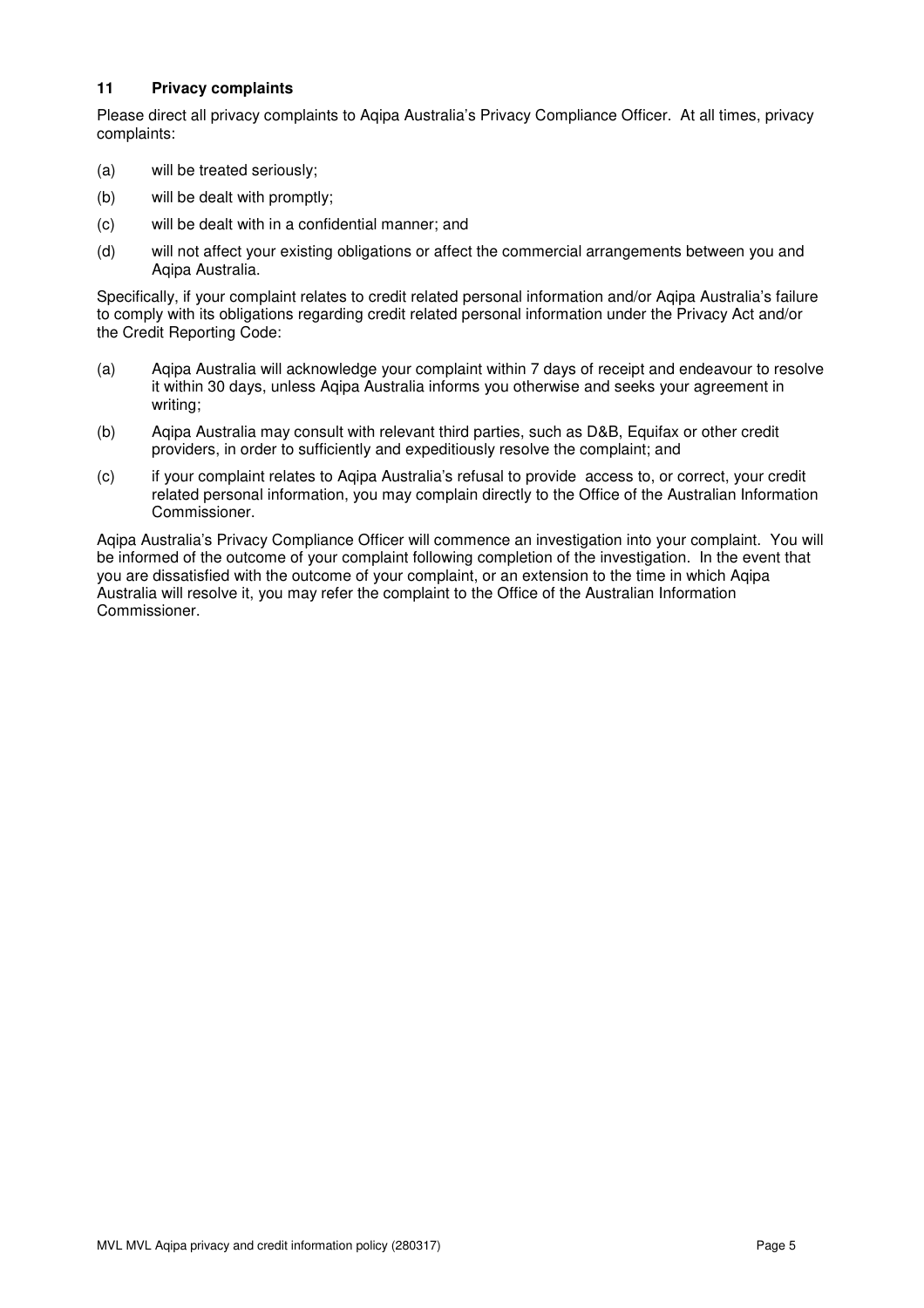## 11 Privacy complaints

Please direct all privacy complaints to Aqipa Australia's Privacy Compliance Officer. At all times, privacy complaints:

(a) will be treated seriously;

(b) will be dealt with promptly;

(c) will be dealt with in a confidential manner; and

(d) will not affect your existing obligations or affect the commercial arrangements between you and Aqipa Australia.

Specifically, if your complaint relates to credit related personal information and/or Aqipa Australia's failure to comply with its obligations regarding credit related personal information under the Privacy Act and/or the Credit Reporting Code:

(a) Aqipa Australia will acknowledge your complaint within 7 days of receipt and endeavour to resolve it within 30 days, unless Aqipa Australia informs you otherwise and seeks your agreement in writing;

(b) Aqipa Australia may consult with relevant third parties, such as D&B, Equifax or other credit providers, in order to sufficiently and expeditiously resolve the complaint; and

(c) if your complaint relates to Aqipa Australia's refusal to provide access to, or correct, your credit related personal information, you may complain directly to the Office of the Australian Information Commissioner.

Aqipa Australia's Privacy Compliance Officer will commence an investigation into your complaint. You will be informed of the outcome of your complaint following completion of the investigation. In the event that you are dissatisfied with the outcome of your complaint, or an extension to the time in which Aqipa Australia will resolve it, you may refer the complaint to the Office of the Australian Information Commissioner.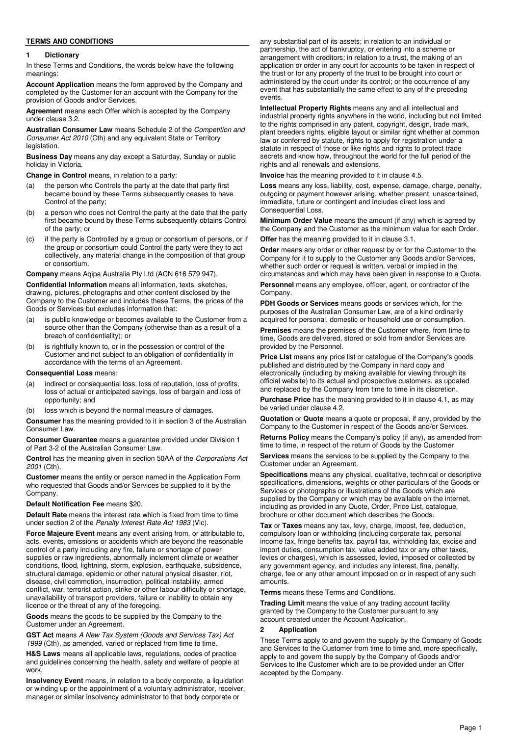## TERMS AND CONDITIONS

### 1 Dictionary

In these Terms and Conditions, the words below have the following meanings:

**Account Application** means the form approved by the Company and completed by the Customer for an account with the Company for the provision of Goods and/or Services.

**Agreement** means each Offer which is accepted by the Company under clause 3.2.

**Australian Consumer Law** means Schedule 2 of the *Competition and Consumer Act 2010* (Cth) and any equivalent State or Territory legislation.

**Business Day** means any day except a Saturday, Sunday or public holiday in Victoria.

**Change in Control** means, in relation to a party:

(a) the person who Controls the party at the date that party first became bound by these Terms subsequently ceases to have Control of the party;

(b) a person who does not Control the party at the date that the party first became bound by these Terms subsequently obtains Control of the party; or

(c) if the party is Controlled by a group or consortium of persons, or if the group or consortium could Control the party were they to act collectively, any material change in the composition of that group or consortium.

**Company** means Aqipa Australia Pty Ltd (ACN 616 579 947).

**Confidential Information** means all information, texts, sketches, drawing, pictures, photographs and other content disclosed by the Company to the Customer and includes these Terms, the prices of the Goods or Services but excludes information that:

(a) is public knowledge or becomes available to the Customer from a source other than the Company (otherwise than as a result of a breach of confidentiality); or

(b) is rightfully known to, or in the possession or control of the Customer and not subject to an obligation of confidentiality in accordance with the terms of an Agreement.

**Consequential Loss** means:

(a) indirect or consequential loss, loss of reputation, loss of profits, loss of actual or anticipated savings, loss of bargain and loss of opportunity; and

(b) loss which is beyond the normal measure of damages.

**Consumer** has the meaning provided to it in section 3 of the Australian Consumer Law.

**Consumer Guarantee** means a guarantee provided under Division 1 of Part 3-2 of the Australian Consumer Law.

**Control** has the meaning given in section 50AA of the *Corporations Act 2001* (Cth).

**Customer** means the entity or person named in the Application Form who requested that Goods and/or Services be supplied to it by the Company.

**Default Notification Fee** means $20.

**Default Rate** means the interest rate which is fixed from time to time under section 2 of the *Penalty Interest Rate Act 1983* (Vic).

**Force Majeure Event** means any event arising from, or attributable to, acts, events, omissions or accidents which are beyond the reasonable control of a party including any fire, failure or shortage of power supplies or raw ingredients, abnormally inclement climate or weather conditions, flood, lightning, storm, explosion, earthquake, subsidence, structural damage, epidemic or other natural physical disaster, riot, disease, civil commotion, insurrection, political instability, armed conflict, war, terrorist action, strike or other labour difficulty or shortage, unavailability of transport providers, failure or inability to obtain any licence or the threat of any of the foregoing.

**Goods** means the goods to be supplied by the Company to the Customer under an Agreement.

**GST Act** means *A New Tax System (Goods and Services Tax) Act 1999* (Cth), as amended, varied or replaced from time to time.

**H&S Laws** means all applicable laws, regulations, codes of practice and guidelines concerning the health, safety and welfare of people at work.

**Insolvency Event** means, in relation to a body corporate, a liquidation or winding up or the appointment of a voluntary administrator, receiver, manager or similar insolvency administrator to that body corporate or any substantial part of its assets; in relation to an individual or partnership, the act of bankruptcy, or entering into a scheme or arrangement with creditors; in relation to a trust, the making of an application or order in any court for accounts to be taken in respect of the trust or for any property of the trust to be brought into court or administered by the court under its control; or the occurrence of any event that has substantially the same effect to any of the preceding events.

**Intellectual Property Rights** means any and all intellectual and industrial property rights anywhere in the world, including but not limited to the rights comprised in any patent, copyright, design, trade mark, plant breeders rights, eligible layout or similar right whether at common law or conferred by statute, rights to apply for registration under a statute in respect of those or like rights and rights to protect trade secrets and know how, throughout the world for the full period of the rights and all renewals and extensions.

**Invoice** has the meaning provided to it in clause 4.5.

**Loss** means any loss, liability, cost, expense, damage, charge, penalty, outgoing or payment however arising, whether present, unascertained, immediate, future or contingent and includes direct loss and Consequential Loss.

**Minimum Order Value** means the amount (if any) which is agreed by the Company and the Customer as the minimum value for each Order.

**Offer** has the meaning provided to it in clause 3.1.

**Order** means any order or other request by or for the Customer to the Company for it to supply to the Customer any Goods and/or Services, whether such order or request is written, verbal or implied in the circumstances and which may have been given in response to a Quote.

**Personnel** means any employee, officer, agent, or contractor of the Company.

**PDH Goods or Services** means goods or services which, for the purposes of the Australian Consumer Law, are of a kind ordinarily acquired for personal, domestic or household use or consumption.

**Premises** means the premises of the Customer where, from time to time, Goods are delivered, stored or sold from and/or Services are provided by the Personnel.

**Price List** means any price list or catalogue of the Company's goods published and distributed by the Company in hard copy and electronically (including by making available for viewing through its official website) to its actual and prospective customers, as updated and replaced by the Company from time to time in its discretion.

**Purchase Price** has the meaning provided to it in clause 4.1, as may be varied under clause 4.2.

**Quotation** or **Quote** means a quote or proposal, if any, provided by the Company to the Customer in respect of the Goods and/or Services.

**Returns Policy** means the Company's policy (if any), as amended from time to time, in respect of the return of Goods by the Customer

**Services** means the services to be supplied by the Company to the Customer under an Agreement.

**Specifications** means any physical, qualitative, technical or descriptive specifications, dimensions, weights or other particulars of the Goods or Services or photographs or illustrations of the Goods which are supplied by the Company or which may be available on the internet, including as provided in any Quote, Order, Price List, catalogue, brochure or other document which describes the Goods.

**Tax** or **Taxes** means any tax, levy, charge, impost, fee, deduction, compulsory loan or withholding (including corporate tax, personal income tax, fringe benefits tax, payroll tax, withholding tax, excise and import duties, consumption tax, value added tax or any other taxes, levies or charges), which is assessed, levied, imposed or collected by any government agency, and includes any interest, fine, penalty, charge, fee or any other amount imposed on or in respect of any such amounts.

**Terms** means these Terms and Conditions.

**Trading Limit** means the value of any trading account facility granted by the Company to the Customer pursuant to any account created under the Account Application.

### 2 Application

These Terms apply to and govern the supply by the Company of Goods and Services to the Customer from time to time and, more specifically, apply to and govern the supply by the Company of Goods and/or Services to the Customer which are to be provided under an Offer accepted by the Company.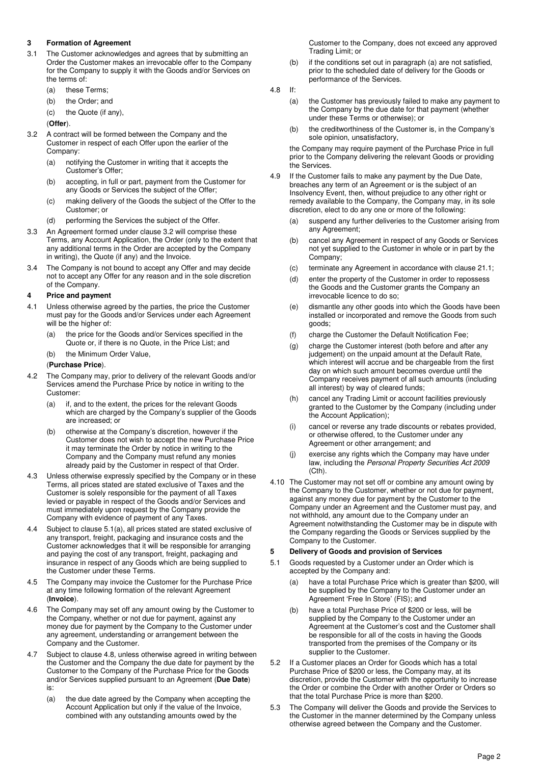## 3 Formation of Agreement

3.1 The Customer acknowledges and agrees that by submitting an Order the Customer makes an irrevocable offer to the Company for the Company to supply it with the Goods and/or Services on the terms of:

(a) these Terms;

(b) the Order; and

(c) the Quote (if any),

(**Offer**).

3.2 A contract will be formed between the Company and the Customer in respect of each Offer upon the earlier of the Company:

(a) notifying the Customer in writing that it accepts the Customer's Offer;

(b) accepting, in full or part, payment from the Customer for any Goods or Services the subject of the Offer;

(c) making delivery of the Goods the subject of the Offer to the Customer; or

(d) performing the Services the subject of the Offer.

3.3 An Agreement formed under clause 3.2 will comprise these Terms, any Account Application, the Order (only to the extent that any additional terms in the Order are accepted by the Company in writing), the Quote (if any) and the Invoice.

3.4 The Company is not bound to accept any Offer and may decide not to accept any Offer for any reason and in the sole discretion of the Company.

## 4 Price and payment

4.1 Unless otherwise agreed by the parties, the price the Customer must pay for the Goods and/or Services under each Agreement will be the higher of:

(a) the price for the Goods and/or Services specified in the Quote or, if there is no Quote, in the Price List; and

(b) the Minimum Order Value,

(**Purchase Price**).

4.2 The Company may, prior to delivery of the relevant Goods and/or Services amend the Purchase Price by notice in writing to the Customer:

(a) if, and to the extent, the prices for the relevant Goods which are charged by the Company's supplier of the Goods are increased; or

(b) otherwise at the Company's discretion, however if the Customer does not wish to accept the new Purchase Price it may terminate the Order by notice in writing to the Company and the Company must refund any monies already paid by the Customer in respect of that Order.

4.3 Unless otherwise expressly specified by the Company or in these Terms, all prices stated are stated exclusive of Taxes and the Customer is solely responsible for the payment of all Taxes levied or payable in respect of the Goods and/or Services and must immediately upon request by the Company provide the Company with evidence of payment of any Taxes.

4.4 Subject to clause 5.1(a), all prices stated are stated exclusive of any transport, freight, packaging and insurance costs and the Customer acknowledges that it will be responsible for arranging and paying the cost of any transport, freight, packaging and insurance in respect of any Goods which are being supplied to the Customer under these Terms.

4.5 The Company may invoice the Customer for the Purchase Price at any time following formation of the relevant Agreement (**Invoice**).

4.6 The Company may set off any amount owing by the Customer to the Company, whether or not due for payment, against any money due for payment by the Company to the Customer under any agreement, understanding or arrangement between the Company and the Customer.

4.7 Subject to clause 4.8, unless otherwise agreed in writing between the Customer and the Company the due date for payment by the Customer to the Company of the Purchase Price for the Goods and/or Services supplied pursuant to an Agreement (**Due Date**) is:

(a) the due date agreed by the Company when accepting the Account Application but only if the value of the Invoice, combined with any outstanding amounts owed by the Customer to the Company, does not exceed any approved Trading Limit; or

(b) if the conditions set out in paragraph (a) are not satisfied, prior to the scheduled date of delivery for the Goods or performance of the Services.

4.8 If:

(a) the Customer has previously failed to make any payment to the Company by the due date for that payment (whether under these Terms or otherwise); or

(b) the creditworthiness of the Customer is, in the Company's sole opinion, unsatisfactory,

the Company may require payment of the Purchase Price in full prior to the Company delivering the relevant Goods or providing the Services.

4.9 If the Customer fails to make any payment by the Due Date, breaches any term of an Agreement or is the subject of an Insolvency Event, then, without prejudice to any other right or remedy available to the Company, the Company may, in its sole discretion, elect to do any one or more of the following:

(a) suspend any further deliveries to the Customer arising from any Agreement;

(b) cancel any Agreement in respect of any Goods or Services not yet supplied to the Customer in whole or in part by the Company;

(c) terminate any Agreement in accordance with clause 21.1;

(d) enter the property of the Customer in order to repossess the Goods and the Customer grants the Company an irrevocable licence to do so;

(e) dismantle any other goods into which the Goods have been installed or incorporated and remove the Goods from such goods;

(f) charge the Customer the Default Notification Fee;

(g) charge the Customer interest (both before and after any judgement) on the unpaid amount at the Default Rate, which interest will accrue and be chargeable from the first day on which such amount becomes overdue until the Company receives payment of all such amounts (including all interest) by way of cleared funds;

(h) cancel any Trading Limit or account facilities previously granted to the Customer by the Company (including under the Account Application);

(i) cancel or reverse any trade discounts or rebates provided, or otherwise offered, to the Customer under any Agreement or other arrangement; and

(j) exercise any rights which the Company may have under law, including the *Personal Property Securities Act 2009* (Cth).

4.10 The Customer may not set off or combine any amount owing by the Company to the Customer, whether or not due for payment, against any money due for payment by the Customer to the Company under an Agreement and the Customer must pay, and not withhold, any amount due to the Company under an Agreement notwithstanding the Customer may be in dispute with the Company regarding the Goods or Services supplied by the Company to the Customer.

## 5 Delivery of Goods and provision of Services

5.1 Goods requested by a Customer under an Order which is accepted by the Company and:

(a) have a total Purchase Price which is greater than $200, will be supplied by the Company to the Customer under an Agreement 'Free In Store' (FIS); and

(b) have a total Purchase Price of $200 or less, will be supplied by the Company to the Customer under an Agreement at the Customer's cost and the Customer shall be responsible for all of the costs in having the Goods transported from the premises of the Company or its supplier to the Customer.

5.2 If a Customer places an Order for Goods which has a total Purchase Price of $200 or less, the Company may, at its discretion, provide the Customer with the opportunity to increase the Order or combine the Order with another Order or Orders so that the total Purchase Price is more than $200.

5.3 The Company will deliver the Goods and provide the Services to the Customer in the manner determined by the Company unless otherwise agreed between the Company and the Customer.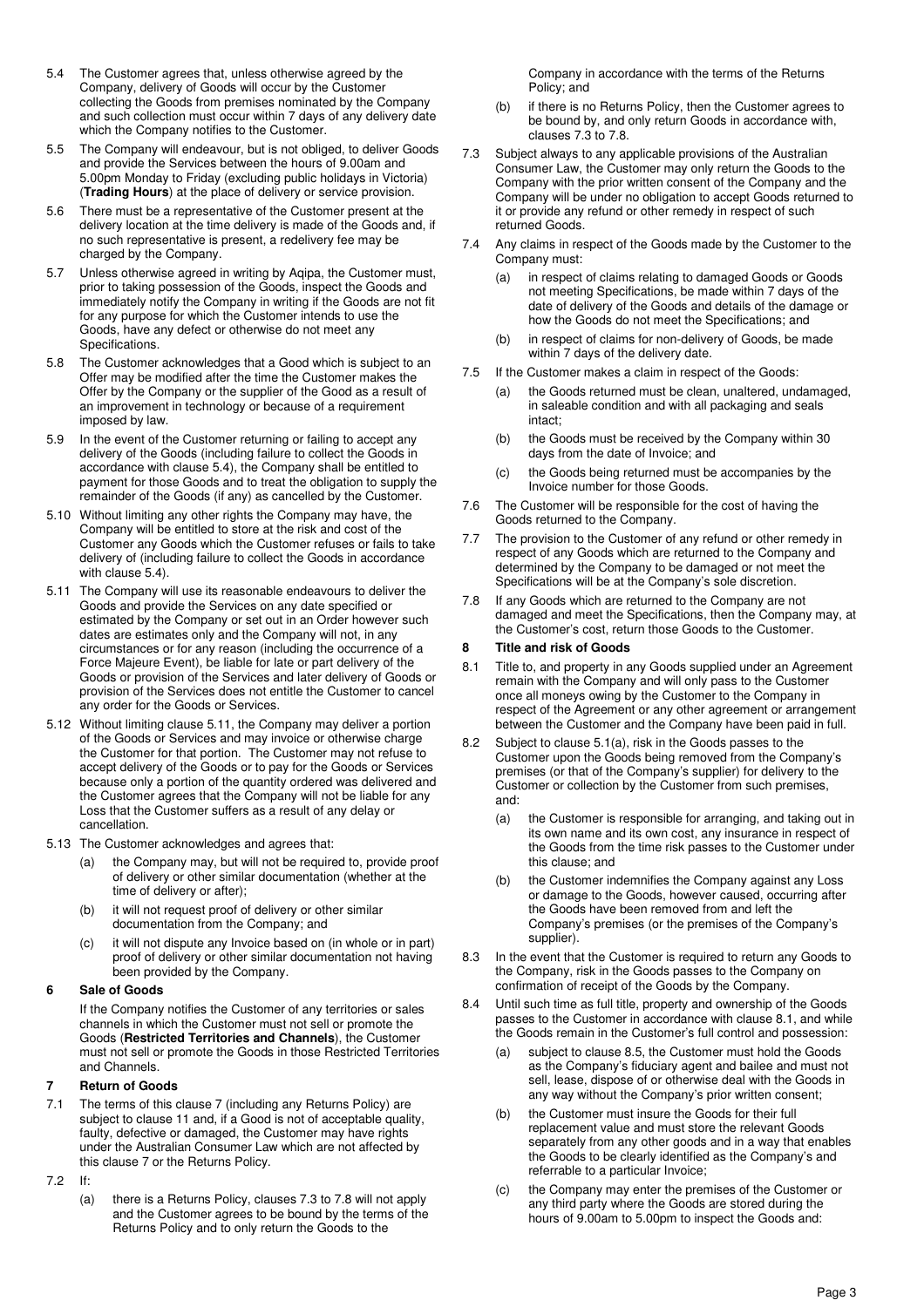5.4 The Customer agrees that, unless otherwise agreed by the Company, delivery of Goods will occur by the Customer collecting the Goods from premises nominated by the Company and such collection must occur within 7 days of any delivery date which the Company notifies to the Customer.

5.5 The Company will endeavour, but is not obliged, to deliver Goods and provide the Services between the hours of 9.00am and 5.00pm Monday to Friday (excluding public holidays in Victoria) (**Trading Hours**) at the place of delivery or service provision.

5.6 There must be a representative of the Customer present at the delivery location at the time delivery is made of the Goods and, if no such representative is present, a redelivery fee may be charged by the Company.

5.7 Unless otherwise agreed in writing by Aqipa, the Customer must, prior to taking possession of the Goods, inspect the Goods and immediately notify the Company in writing if the Goods are not fit for any purpose for which the Customer intends to use the Goods, have any defect or otherwise do not meet any Specifications.

5.8 The Customer acknowledges that a Good which is subject to an Offer may be modified after the time the Customer makes the Offer by the Company or the supplier of the Good as a result of an improvement in technology or because of a requirement imposed by law.

5.9 In the event of the Customer returning or failing to accept any delivery of the Goods (including failure to collect the Goods in accordance with clause 5.4), the Company shall be entitled to payment for those Goods and to treat the obligation to supply the remainder of the Goods (if any) as cancelled by the Customer.

5.10 Without limiting any other rights the Company may have, the Company will be entitled to store at the risk and cost of the Customer any Goods which the Customer refuses or fails to take delivery of (including failure to collect the Goods in accordance with clause 5.4).

5.11 The Company will use its reasonable endeavours to deliver the Goods and provide the Services on any date specified or estimated by the Company or set out in an Order however such dates are estimates only and the Company will not, in any circumstances or for any reason (including the occurrence of a Force Majeure Event), be liable for late or part delivery of the Goods or provision of the Services and later delivery of Goods or provision of the Services does not entitle the Customer to cancel any order for the Goods or Services.

5.12 Without limiting clause 5.11, the Company may deliver a portion of the Goods or Services and may invoice or otherwise charge the Customer for that portion. The Customer may not refuse to accept delivery of the Goods or to pay for the Goods or Services because only a portion of the quantity ordered was delivered and the Customer agrees that the Company will not be liable for any Loss that the Customer suffers as a result of any delay or cancellation.

5.13 The Customer acknowledges and agrees that:

(a) the Company may, but will not be required to, provide proof of delivery or other similar documentation (whether at the time of delivery or after);

(b) it will not request proof of delivery or other similar documentation from the Company; and

(c) it will not dispute any Invoice based on (in whole or in part) proof of delivery or other similar documentation not having been provided by the Company.

## 6 Sale of Goods

If the Company notifies the Customer of any territories or sales channels in which the Customer must not sell or promote the Goods (**Restricted Territories and Channels**), the Customer must not sell or promote the Goods in those Restricted Territories and Channels.

## 7 Return of Goods

7.1 The terms of this clause 7 (including any Returns Policy) are subject to clause 11 and, if a Good is not of acceptable quality, faulty, defective or damaged, the Customer may have rights under the Australian Consumer Law which are not affected by this clause 7 or the Returns Policy.

7.2 If:

(a) there is a Returns Policy, clauses 7.3 to 7.8 will not apply and the Customer agrees to be bound by the terms of the Returns Policy and to only return the Goods to the Company in accordance with the terms of the Returns Policy; and

(b) if there is no Returns Policy, then the Customer agrees to be bound by, and only return Goods in accordance with, clauses 7.3 to 7.8.

7.3 Subject always to any applicable provisions of the Australian Consumer Law, the Customer may only return the Goods to the Company with the prior written consent of the Company and the Company will be under no obligation to accept Goods returned to it or provide any refund or other remedy in respect of such returned Goods.

7.4 Any claims in respect of the Goods made by the Customer to the Company must:

(a) in respect of claims relating to damaged Goods or Goods not meeting Specifications, be made within 7 days of the date of delivery of the Goods and details of the damage or how the Goods do not meet the Specifications; and

(b) in respect of claims for non-delivery of Goods, be made within 7 days of the delivery date.

7.5 If the Customer makes a claim in respect of the Goods:

(a) the Goods returned must be clean, unaltered, undamaged, in saleable condition and with all packaging and seals intact;

(b) the Goods must be received by the Company within 30 days from the date of Invoice; and

(c) the Goods being returned must be accompanies by the Invoice number for those Goods.

7.6 The Customer will be responsible for the cost of having the Goods returned to the Company.

7.7 The provision to the Customer of any refund or other remedy in respect of any Goods which are returned to the Company and determined by the Company to be damaged or not meet the Specifications will be at the Company's sole discretion.

7.8 If any Goods which are returned to the Company are not damaged and meet the Specifications, then the Company may, at the Customer's cost, return those Goods to the Customer.

## 8 Title and risk of Goods

8.1 Title to, and property in any Goods supplied under an Agreement remain with the Company and will only pass to the Customer once all moneys owing by the Customer to the Company in respect of the Agreement or any other agreement or arrangement between the Customer and the Company have been paid in full.

8.2 Subject to clause 5.1(a), risk in the Goods passes to the Customer upon the Goods being removed from the Company's premises (or that of the Company's supplier) for delivery to the Customer or collection by the Customer from such premises, and:

(a) the Customer is responsible for arranging, and taking out in its own name and its own cost, any insurance in respect of the Goods from the time risk passes to the Customer under this clause; and

(b) the Customer indemnifies the Company against any Loss or damage to the Goods, however caused, occurring after the Goods have been removed from and left the Company's premises (or the premises of the Company's supplier).

8.3 In the event that the Customer is required to return any Goods to the Company, risk in the Goods passes to the Company on confirmation of receipt of the Goods by the Company.

8.4 Until such time as full title, property and ownership of the Goods passes to the Customer in accordance with clause 8.1, and while the Goods remain in the Customer's full control and possession:

(a) subject to clause 8.5, the Customer must hold the Goods as the Company's fiduciary agent and bailee and must not sell, lease, dispose of or otherwise deal with the Goods in any way without the Company's prior written consent;

(b) the Customer must insure the Goods for their full replacement value and must store the relevant Goods separately from any other goods and in a way that enables the Goods to be clearly identified as the Company's and referrable to a particular Invoice;

(c) the Company may enter the premises of the Customer or any third party where the Goods are stored during the hours of 9.00am to 5.00pm to inspect the Goods and: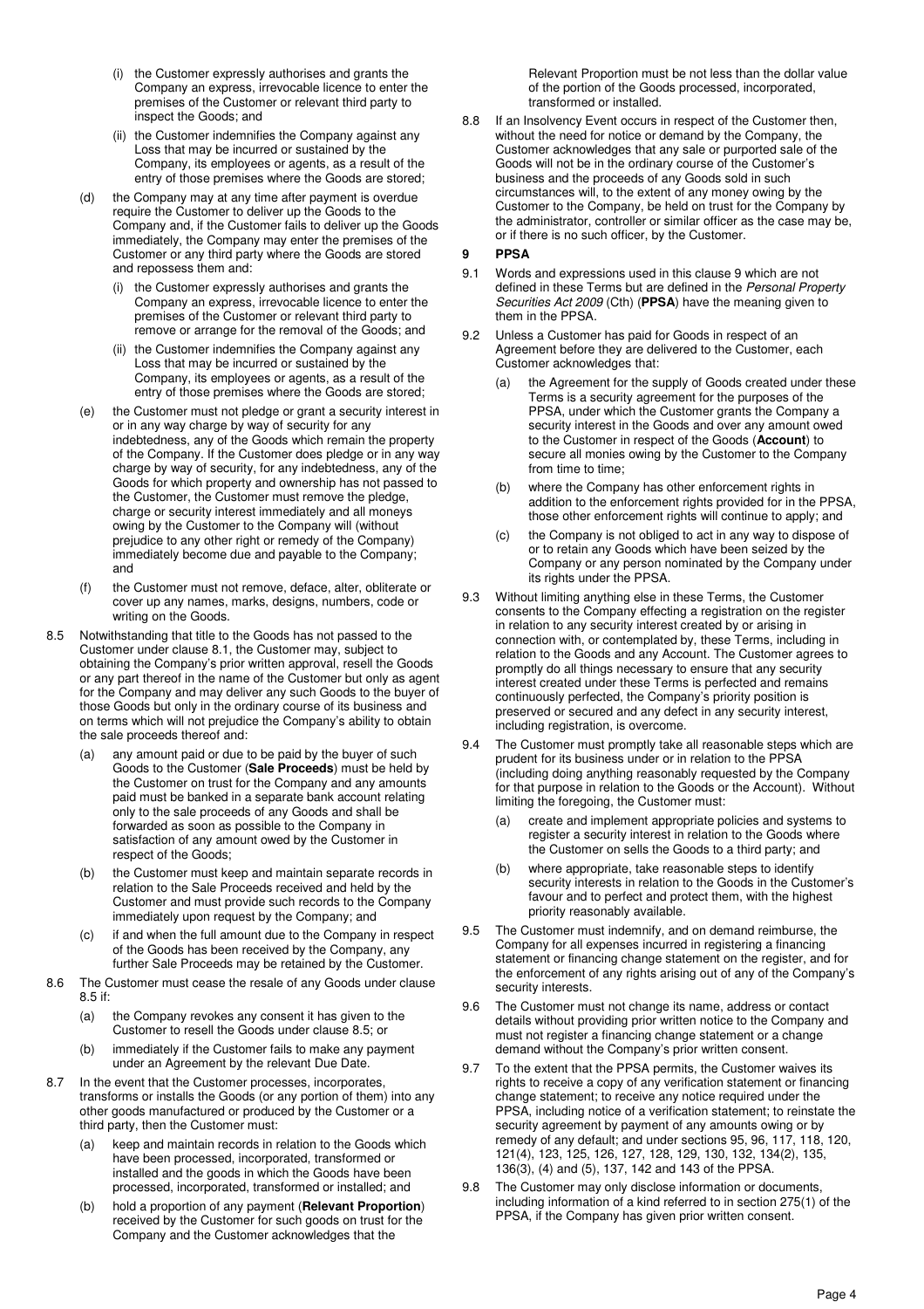(i) the Customer expressly authorises and grants the Company an express, irrevocable licence to enter the premises of the Customer or relevant third party to inspect the Goods; and

(ii) the Customer indemnifies the Company against any Loss that may be incurred or sustained by the Company, its employees or agents, as a result of the entry of those premises where the Goods are stored;

(d) the Company may at any time after payment is overdue require the Customer to deliver up the Goods to the Company and, if the Customer fails to deliver up the Goods immediately, the Company may enter the premises of the Customer or any third party where the Goods are stored and repossess them and:

(i) the Customer expressly authorises and grants the Company an express, irrevocable licence to enter the premises of the Customer or relevant third party to remove or arrange for the removal of the Goods; and

(ii) the Customer indemnifies the Company against any Loss that may be incurred or sustained by the Company, its employees or agents, as a result of the entry of those premises where the Goods are stored;

(e) the Customer must not pledge or grant a security interest in or in any way charge by way of security for any indebtedness, any of the Goods which remain the property of the Company. If the Customer does pledge or in any way charge by way of security, for any indebtedness, any of the Goods for which property and ownership has not passed to the Customer, the Customer must remove the pledge, charge or security interest immediately and all moneys owing by the Customer to the Company will (without prejudice to any other right or remedy of the Company) immediately become due and payable to the Company; and

(f) the Customer must not remove, deface, alter, obliterate or cover up any names, marks, designs, numbers, code or writing on the Goods.

8.5 Notwithstanding that title to the Goods has not passed to the Customer under clause 8.1, the Customer may, subject to obtaining the Company's prior written approval, resell the Goods or any part thereof in the name of the Customer but only as agent for the Company and may deliver any such Goods to the buyer of those Goods but only in the ordinary course of its business and on terms which will not prejudice the Company's ability to obtain the sale proceeds thereof and:

(a) any amount paid or due to be paid by the buyer of such Goods to the Customer (**Sale Proceeds**) must be held by the Customer on trust for the Company and any amounts paid must be banked in a separate bank account relating only to the sale proceeds of any Goods and shall be forwarded as soon as possible to the Company in satisfaction of any amount owed by the Customer in respect of the Goods;

(b) the Customer must keep and maintain separate records in relation to the Sale Proceeds received and held by the Customer and must provide such records to the Company immediately upon request by the Company; and

(c) if and when the full amount due to the Company in respect of the Goods has been received by the Company, any further Sale Proceeds may be retained by the Customer.

8.6 The Customer must cease the resale of any Goods under clause 8.5 if:

(a) the Company revokes any consent it has given to the Customer to resell the Goods under clause 8.5; or

(b) immediately if the Customer fails to make any payment under an Agreement by the relevant Due Date.

8.7 In the event that the Customer processes, incorporates, transforms or installs the Goods (or any portion of them) into any other goods manufactured or produced by the Customer or a third party, then the Customer must:

(a) keep and maintain records in relation to the Goods which have been processed, incorporated, transformed or installed and the goods in which the Goods have been processed, incorporated, transformed or installed; and

(b) hold a proportion of any payment (**Relevant Proportion**) received by the Customer for such goods on trust for the Company and the Customer acknowledges that the Relevant Proportion must be not less than the dollar value of the portion of the Goods processed, incorporated, transformed or installed.

8.8 If an Insolvency Event occurs in respect of the Customer then, without the need for notice or demand by the Company, the Customer acknowledges that any sale or purported sale of the Goods will not be in the ordinary course of the Customer's business and the proceeds of any Goods sold in such circumstances will, to the extent of any money owing by the Customer to the Company, be held on trust for the Company by the administrator, controller or similar officer as the case may be, or if there is no such officer, by the Customer.

## 9 PPSA

9.1 Words and expressions used in this clause 9 which are not defined in these Terms but are defined in the *Personal Property Securities Act 2009* (Cth) (**PPSA**) have the meaning given to them in the PPSA.

9.2 Unless a Customer has paid for Goods in respect of an Agreement before they are delivered to the Customer, each Customer acknowledges that:

(a) the Agreement for the supply of Goods created under these Terms is a security agreement for the purposes of the PPSA, under which the Customer grants the Company a security interest in the Goods and over any amount owed to the Customer in respect of the Goods (**Account**) to secure all monies owing by the Customer to the Company from time to time;

(b) where the Company has other enforcement rights in addition to the enforcement rights provided for in the PPSA, those other enforcement rights will continue to apply; and

(c) the Company is not obliged to act in any way to dispose of or to retain any Goods which have been seized by the Company or any person nominated by the Company under its rights under the PPSA.

9.3 Without limiting anything else in these Terms, the Customer consents to the Company effecting a registration on the register in relation to any security interest created by or arising in connection with, or contemplated by, these Terms, including in relation to the Goods and any Account. The Customer agrees to promptly do all things necessary to ensure that any security interest created under these Terms is perfected and remains continuously perfected, the Company's priority position is preserved or secured and any defect in any security interest, including registration, is overcome.

9.4 The Customer must promptly take all reasonable steps which are prudent for its business under or in relation to the PPSA (including doing anything reasonably requested by the Company for that purpose in relation to the Goods or the Account). Without limiting the foregoing, the Customer must:

(a) create and implement appropriate policies and systems to register a security interest in relation to the Goods where the Customer on sells the Goods to a third party; and

(b) where appropriate, take reasonable steps to identify security interests in relation to the Goods in the Customer's favour and to perfect and protect them, with the highest priority reasonably available.

9.5 The Customer must indemnify, and on demand reimburse, the Company for all expenses incurred in registering a financing statement or financing change statement on the register, and for the enforcement of any rights arising out of any of the Company's security interests.

9.6 The Customer must not change its name, address or contact details without providing prior written notice to the Company and must not register a financing change statement or a change demand without the Company's prior written consent.

9.7 To the extent that the PPSA permits, the Customer waives its rights to receive a copy of any verification statement or financing change statement; to receive any notice required under the PPSA, including notice of a verification statement; to reinstate the security agreement by payment of any amounts owing or by remedy of any default; and under sections 95, 96, 117, 118, 120, 121(4), 123, 125, 126, 127, 128, 129, 130, 132, 134(2), 135, 136(3), (4) and (5), 137, 142 and 143 of the PPSA.

9.8 The Customer may only disclose information or documents, including information of a kind referred to in section 275(1) of the PPSA, if the Company has given prior written consent.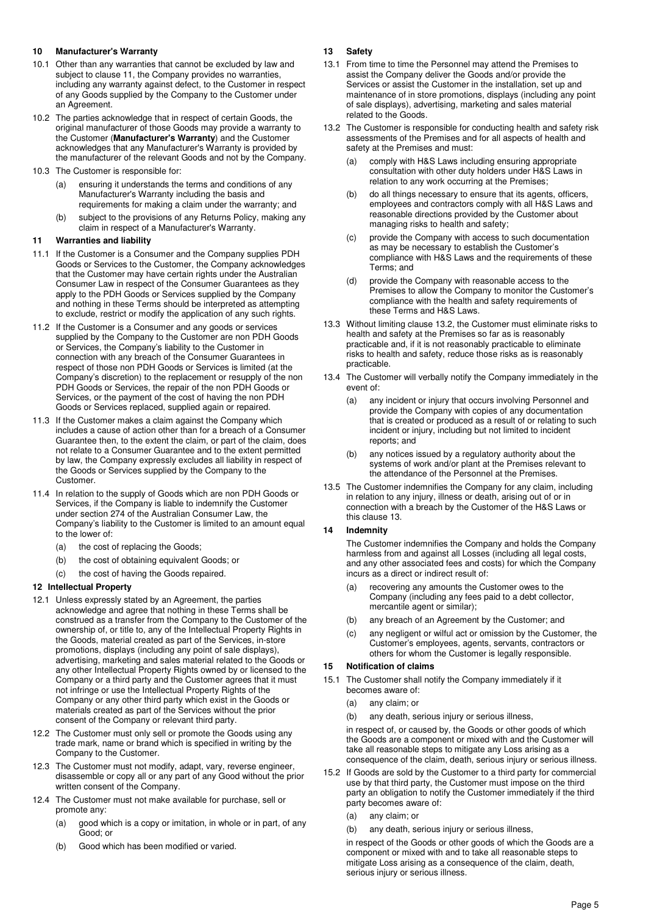## 10 Manufacturer's Warranty

10.1 Other than any warranties that cannot be excluded by law and subject to clause 11, the Company provides no warranties, including any warranty against defect, to the Customer in respect of any Goods supplied by the Company to the Customer under an Agreement.

10.2 The parties acknowledge that in respect of certain Goods, the original manufacturer of those Goods may provide a warranty to the Customer (**Manufacturer's Warranty**) and the Customer acknowledges that any Manufacturer's Warranty is provided by the manufacturer of the relevant Goods and not by the Company.

10.3 The Customer is responsible for:

(a) ensuring it understands the terms and conditions of any Manufacturer's Warranty including the basis and requirements for making a claim under the warranty; and

(b) subject to the provisions of any Returns Policy, making any claim in respect of a Manufacturer's Warranty.

## 11 Warranties and liability

11.1 If the Customer is a Consumer and the Company supplies PDH Goods or Services to the Customer, the Company acknowledges that the Customer may have certain rights under the Australian Consumer Law in respect of the Consumer Guarantees as they apply to the PDH Goods or Services supplied by the Company and nothing in these Terms should be interpreted as attempting to exclude, restrict or modify the application of any such rights.

11.2 If the Customer is a Consumer and any goods or services supplied by the Company to the Customer are non PDH Goods or Services, the Company's liability to the Customer in connection with any breach of the Consumer Guarantees in respect of those non PDH Goods or Services is limited (at the Company's discretion) to the replacement or resupply of the non PDH Goods or Services, the repair of the non PDH Goods or Services, or the payment of the cost of having the non PDH Goods or Services replaced, supplied again or repaired.

11.3 If the Customer makes a claim against the Company which includes a cause of action other than for a breach of a Consumer Guarantee then, to the extent the claim, or part of the claim, does not relate to a Consumer Guarantee and to the extent permitted by law, the Company expressly excludes all liability in respect of the Goods or Services supplied by the Company to the Customer.

11.4 In relation to the supply of Goods which are non PDH Goods or Services, if the Company is liable to indemnify the Customer under section 274 of the Australian Consumer Law, the Company's liability to the Customer is limited to an amount equal to the lower of:

(a) the cost of replacing the Goods;

(b) the cost of obtaining equivalent Goods; or

(c) the cost of having the Goods repaired.

## 12 Intellectual Property

12.1 Unless expressly stated by an Agreement, the parties acknowledge and agree that nothing in these Terms shall be construed as a transfer from the Company to the Customer of the ownership of, or title to, any of the Intellectual Property Rights in the Goods, material created as part of the Services, in-store promotions, displays (including any point of sale displays), advertising, marketing and sales material related to the Goods or any other Intellectual Property Rights owned by or licensed to the Company or a third party and the Customer agrees that it must not infringe or use the Intellectual Property Rights of the Company or any other third party which exist in the Goods or materials created as part of the Services without the prior consent of the Company or relevant third party.

12.2 The Customer must only sell or promote the Goods using any trade mark, name or brand which is specified in writing by the Company to the Customer.

12.3 The Customer must not modify, adapt, vary, reverse engineer, disassemble or copy all or any part of any Good without the prior written consent of the Company.

12.4 The Customer must not make available for purchase, sell or promote any:

(a) good which is a copy or imitation, in whole or in part, of any Good; or

(b) Good which has been modified or varied.

## 13 Safety

13.1 From time to time the Personnel may attend the Premises to assist the Company deliver the Goods and/or provide the Services or assist the Customer in the installation, set up and maintenance of in store promotions, displays (including any point of sale displays), advertising, marketing and sales material related to the Goods.

13.2 The Customer is responsible for conducting health and safety risk assessments of the Premises and for all aspects of health and safety at the Premises and must:

(a) comply with H&S Laws including ensuring appropriate consultation with other duty holders under H&S Laws in relation to any work occurring at the Premises;

(b) do all things necessary to ensure that its agents, officers, employees and contractors comply with all H&S Laws and reasonable directions provided by the Customer about managing risks to health and safety;

(c) provide the Company with access to such documentation as may be necessary to establish the Customer's compliance with H&S Laws and the requirements of these Terms; and

(d) provide the Company with reasonable access to the Premises to allow the Company to monitor the Customer's compliance with the health and safety requirements of these Terms and H&S Laws.

13.3 Without limiting clause 13.2, the Customer must eliminate risks to health and safety at the Premises so far as is reasonably practicable and, if it is not reasonably practicable to eliminate risks to health and safety, reduce those risks as is reasonably practicable.

13.4 The Customer will verbally notify the Company immediately in the event of:

(a) any incident or injury that occurs involving Personnel and provide the Company with copies of any documentation that is created or produced as a result of or relating to such incident or injury, including but not limited to incident reports; and

(b) any notices issued by a regulatory authority about the systems of work and/or plant at the Premises relevant to the attendance of the Personnel at the Premises.

13.5 The Customer indemnifies the Company for any claim, including in relation to any injury, illness or death, arising out of or in connection with a breach by the Customer of the H&S Laws or this clause 13.

## 14 Indemnity

The Customer indemnifies the Company and holds the Company harmless from and against all Losses (including all legal costs, and any other associated fees and costs) for which the Company incurs as a direct or indirect result of:

(a) recovering any amounts the Customer owes to the Company (including any fees paid to a debt collector, mercantile agent or similar);

(b) any breach of an Agreement by the Customer; and

(c) any negligent or wilful act or omission by the Customer, the Customer's employees, agents, servants, contractors or others for whom the Customer is legally responsible.

## 15 Notification of claims

15.1 The Customer shall notify the Company immediately if it becomes aware of:

(a) any claim; or

(b) any death, serious injury or serious illness,

in respect of, or caused by, the Goods or other goods of which the Goods are a component or mixed with and the Customer will take all reasonable steps to mitigate any Loss arising as a consequence of the claim, death, serious injury or serious illness.

15.2 If Goods are sold by the Customer to a third party for commercial use by that third party, the Customer must impose on the third party an obligation to notify the Customer immediately if the third party becomes aware of:

(a) any claim; or

(b) any death, serious injury or serious illness,

in respect of the Goods or other goods of which the Goods are a component or mixed with and to take all reasonable steps to mitigate Loss arising as a consequence of the claim, death, serious injury or serious illness.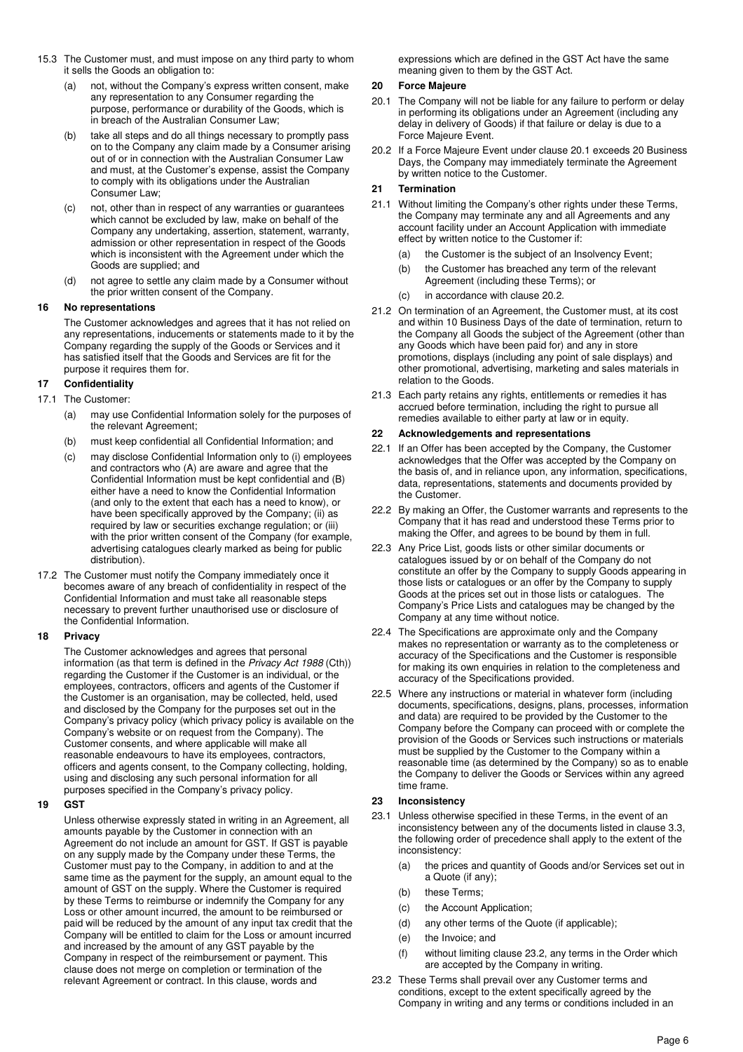15.3 The Customer must, and must impose on any third party to whom it sells the Goods an obligation to:

(a) not, without the Company's express written consent, make any representation to any Consumer regarding the purpose, performance or durability of the Goods, which is in breach of the Australian Consumer Law;

(b) take all steps and do all things necessary to promptly pass on to the Company any claim made by a Consumer arising out of or in connection with the Australian Consumer Law and must, at the Customer's expense, assist the Company to comply with its obligations under the Australian Consumer Law;

(c) not, other than in respect of any warranties or guarantees which cannot be excluded by law, make on behalf of the Company any undertaking, assertion, statement, warranty, admission or other representation in respect of the Goods which is inconsistent with the Agreement under which the Goods are supplied; and

(d) not agree to settle any claim made by a Consumer without the prior written consent of the Company.

## 16 No representations

The Customer acknowledges and agrees that it has not relied on any representations, inducements or statements made to it by the Company regarding the supply of the Goods or Services and it has satisfied itself that the Goods and Services are fit for the purpose it requires them for.

## 17 Confidentiality

17.1 The Customer:

(a) may use Confidential Information solely for the purposes of the relevant Agreement;

(b) must keep confidential all Confidential Information; and

(c) may disclose Confidential Information only to (i) employees and contractors who (A) are aware and agree that the Confidential Information must be kept confidential and (B) either have a need to know the Confidential Information (and only to the extent that each has a need to know), or have been specifically approved by the Company; (ii) as required by law or securities exchange regulation; or (iii) with the prior written consent of the Company (for example, advertising catalogues clearly marked as being for public distribution).

17.2 The Customer must notify the Company immediately once it becomes aware of any breach of confidentiality in respect of the Confidential Information and must take all reasonable steps necessary to prevent further unauthorised use or disclosure of the Confidential Information.

## 18 Privacy

The Customer acknowledges and agrees that personal information (as that term is defined in the *Privacy Act 1988* (Cth)) regarding the Customer if the Customer is an individual, or the employees, contractors, officers and agents of the Customer if the Customer is an organisation, may be collected, held, used and disclosed by the Company for the purposes set out in the Company's privacy policy (which privacy policy is available on the Company's website or on request from the Company). The Customer consents, and where applicable will make all reasonable endeavours to have its employees, contractors, officers and agents consent, to the Company collecting, holding, using and disclosing any such personal information for all purposes specified in the Company's privacy policy.

## 19 GST

Unless otherwise expressly stated in writing in an Agreement, all amounts payable by the Customer in connection with an Agreement do not include an amount for GST. If GST is payable on any supply made by the Company under these Terms, the Customer must pay to the Company, in addition to and at the same time as the payment for the supply, an amount equal to the amount of GST on the supply. Where the Customer is required by these Terms to reimburse or indemnify the Company for any Loss or other amount incurred, the amount to be reimbursed or paid will be reduced by the amount of any input tax credit that the Company will be entitled to claim for the Loss or amount incurred and increased by the amount of any GST payable by the Company in respect of the reimbursement or payment. This clause does not merge on completion or termination of the relevant Agreement or contract. In this clause, words and expressions which are defined in the GST Act have the same meaning given to them by the GST Act.

## 20 Force Majeure

20.1 The Company will not be liable for any failure to perform or delay in performing its obligations under an Agreement (including any delay in delivery of Goods) if that failure or delay is due to a Force Majeure Event.

20.2 If a Force Majeure Event under clause 20.1 exceeds 20 Business Days, the Company may immediately terminate the Agreement by written notice to the Customer.

## 21 Termination

21.1 Without limiting the Company's other rights under these Terms, the Company may terminate any and all Agreements and any account facility under an Account Application with immediate effect by written notice to the Customer if:

(a) the Customer is the subject of an Insolvency Event;

(b) the Customer has breached any term of the relevant Agreement (including these Terms); or

(c) in accordance with clause 20.2.

21.2 On termination of an Agreement, the Customer must, at its cost and within 10 Business Days of the date of termination, return to the Company all Goods the subject of the Agreement (other than any Goods which have been paid for) and any in store promotions, displays (including any point of sale displays) and other promotional, advertising, marketing and sales materials in relation to the Goods.

21.3 Each party retains any rights, entitlements or remedies it has accrued before termination, including the right to pursue all remedies available to either party at law or in equity.

## 22 Acknowledgements and representations

22.1 If an Offer has been accepted by the Company, the Customer acknowledges that the Offer was accepted by the Company on the basis of, and in reliance upon, any information, specifications, data, representations, statements and documents provided by the Customer.

22.2 By making an Offer, the Customer warrants and represents to the Company that it has read and understood these Terms prior to making the Offer, and agrees to be bound by them in full.

22.3 Any Price List, goods lists or other similar documents or catalogues issued by or on behalf of the Company do not constitute an offer by the Company to supply Goods appearing in those lists or catalogues or an offer by the Company to supply Goods at the prices set out in those lists or catalogues. The Company's Price Lists and catalogues may be changed by the Company at any time without notice.

22.4 The Specifications are approximate only and the Company makes no representation or warranty as to the completeness or accuracy of the Specifications and the Customer is responsible for making its own enquiries in relation to the completeness and accuracy of the Specifications provided.

22.5 Where any instructions or material in whatever form (including documents, specifications, designs, plans, processes, information and data) are required to be provided by the Customer to the Company before the Company can proceed with or complete the provision of the Goods or Services such instructions or materials must be supplied by the Customer to the Company within a reasonable time (as determined by the Company) so as to enable the Company to deliver the Goods or Services within any agreed time frame.

## 23 Inconsistency

23.1 Unless otherwise specified in these Terms, in the event of an inconsistency between any of the documents listed in clause 3.3, the following order of precedence shall apply to the extent of the inconsistency:

(a) the prices and quantity of Goods and/or Services set out in a Quote (if any);

(b) these Terms;

(c) the Account Application;

(d) any other terms of the Quote (if applicable);

(e) the Invoice; and

(f) without limiting clause 23.2, any terms in the Order which are accepted by the Company in writing.

23.2 These Terms shall prevail over any Customer terms and conditions, except to the extent specifically agreed by the Company in writing and any terms or conditions included in an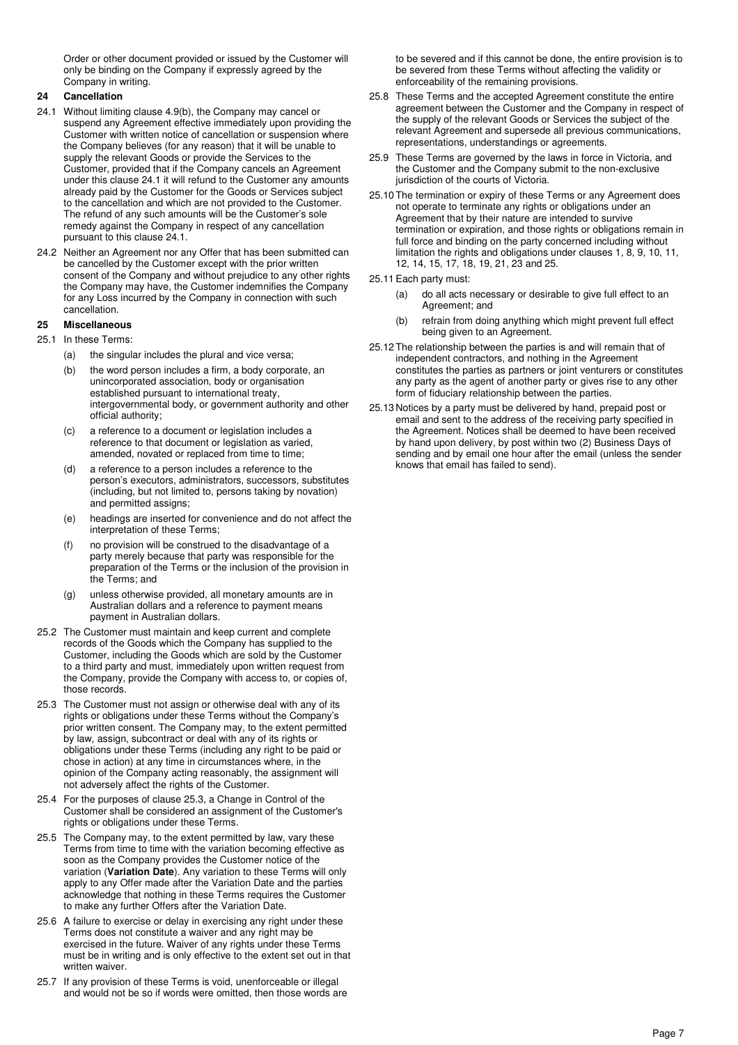Order or other document provided or issued by the Customer will only be binding on the Company if expressly agreed by the Company in writing.

## 24 Cancellation

24.1 Without limiting clause 4.9(b), the Company may cancel or suspend any Agreement effective immediately upon providing the Customer with written notice of cancellation or suspension where the Company believes (for any reason) that it will be unable to supply the relevant Goods or provide the Services to the Customer, provided that if the Company cancels an Agreement under this clause 24.1 it will refund to the Customer any amounts already paid by the Customer for the Goods or Services subject to the cancellation and which are not provided to the Customer. The refund of any such amounts will be the Customer's sole remedy against the Company in respect of any cancellation pursuant to this clause 24.1.

24.2 Neither an Agreement nor any Offer that has been submitted can be cancelled by the Customer except with the prior written consent of the Company and without prejudice to any other rights the Company may have, the Customer indemnifies the Company for any Loss incurred by the Company in connection with such cancellation.

## 25 Miscellaneous

25.1 In these Terms:

(a) the singular includes the plural and vice versa;

(b) the word person includes a firm, a body corporate, an unincorporated association, body or organisation established pursuant to international treaty, intergovernmental body, or government authority and other official authority;

(c) a reference to a document or legislation includes a reference to that document or legislation as varied, amended, novated or replaced from time to time;

(d) a reference to a person includes a reference to the person's executors, administrators, successors, substitutes (including, but not limited to, persons taking by novation) and permitted assigns;

(e) headings are inserted for convenience and do not affect the interpretation of these Terms;

(f) no provision will be construed to the disadvantage of a party merely because that party was responsible for the preparation of the Terms or the inclusion of the provision in the Terms; and

(g) unless otherwise provided, all monetary amounts are in Australian dollars and a reference to payment means payment in Australian dollars.

25.2 The Customer must maintain and keep current and complete records of the Goods which the Company has supplied to the Customer, including the Goods which are sold by the Customer to a third party and must, immediately upon written request from the Company, provide the Company with access to, or copies of, those records.

25.3 The Customer must not assign or otherwise deal with any of its rights or obligations under these Terms without the Company's prior written consent. The Company may, to the extent permitted by law, assign, subcontract or deal with any of its rights or obligations under these Terms (including any right to be paid or chose in action) at any time in circumstances where, in the opinion of the Company acting reasonably, the assignment will not adversely affect the rights of the Customer.

25.4 For the purposes of clause 25.3, a Change in Control of the Customer shall be considered an assignment of the Customer's rights or obligations under these Terms.

25.5 The Company may, to the extent permitted by law, vary these Terms from time to time with the variation becoming effective as soon as the Company provides the Customer notice of the variation (**Variation Date**). Any variation to these Terms will only apply to any Offer made after the Variation Date and the parties acknowledge that nothing in these Terms requires the Customer to make any further Offers after the Variation Date.

25.6 A failure to exercise or delay in exercising any right under these Terms does not constitute a waiver and any right may be exercised in the future. Waiver of any rights under these Terms must be in writing and is only effective to the extent set out in that written waiver.

25.7 If any provision of these Terms is void, unenforceable or illegal and would not be so if words were omitted, then those words are to be severed and if this cannot be done, the entire provision is to be severed from these Terms without affecting the validity or enforceability of the remaining provisions.

25.8 These Terms and the accepted Agreement constitute the entire agreement between the Customer and the Company in respect of the supply of the relevant Goods or Services the subject of the relevant Agreement and supersede all previous communications, representations, understandings or agreements.

25.9 These Terms are governed by the laws in force in Victoria, and the Customer and the Company submit to the non-exclusive jurisdiction of the courts of Victoria.

25.10 The termination or expiry of these Terms or any Agreement does not operate to terminate any rights or obligations under an Agreement that by their nature are intended to survive termination or expiration, and those rights or obligations remain in full force and binding on the party concerned including without limitation the rights and obligations under clauses 1, 8, 9, 10, 11, 12, 14, 15, 17, 18, 19, 21, 23 and 25.

25.11 Each party must:

(a) do all acts necessary or desirable to give full effect to an Agreement; and

(b) refrain from doing anything which might prevent full effect being given to an Agreement.

25.12 The relationship between the parties is and will remain that of independent contractors, and nothing in the Agreement constitutes the parties as partners or joint venturers or constitutes any party as the agent of another party or gives rise to any other form of fiduciary relationship between the parties.

25.13 Notices by a party must be delivered by hand, prepaid post or email and sent to the address of the receiving party specified in the Agreement. Notices shall be deemed to have been received by hand upon delivery, by post within two (2) Business Days of sending and by email one hour after the email (unless the sender knows that email has failed to send).